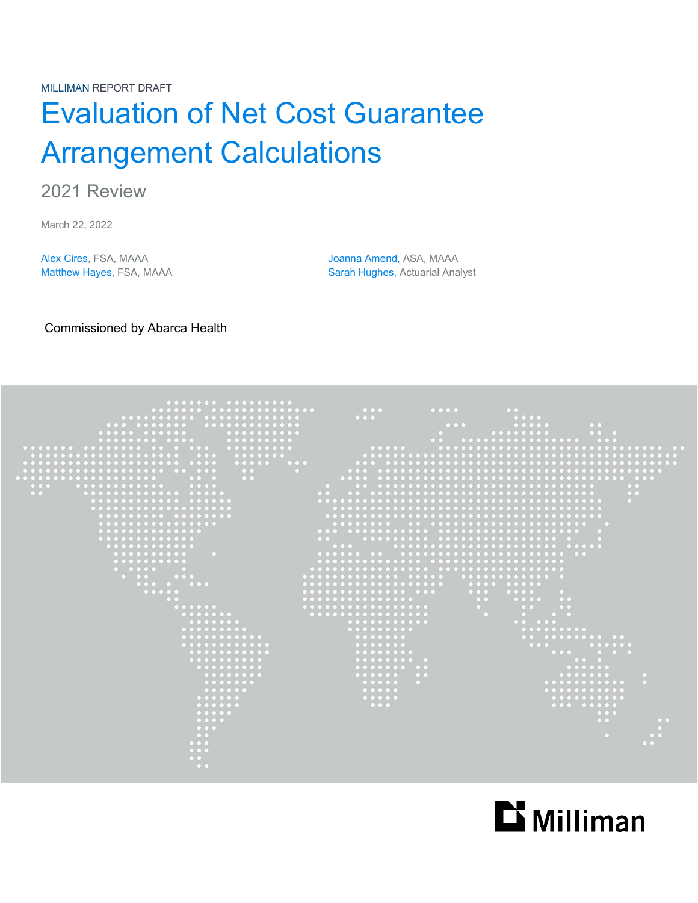MILLIMAN REPORT DRAFT

# Evaluation of Net Cost Guarantee Arrangement Calculations

## 2021 Review

March 22, 2022

Alex Cires, FSA, MAAA
Matthew Hayes, FSA, MAAA

Joanna Amend, ASA, MAAA
Sarah Hughes, Actuarial Analyst

Commissioned by Abarca Health

Milliman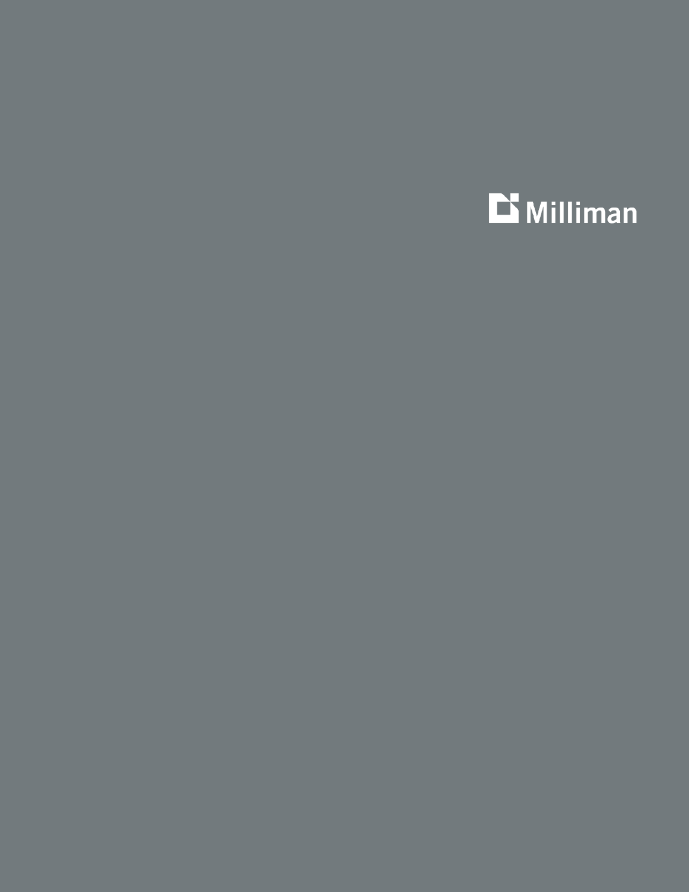Milliman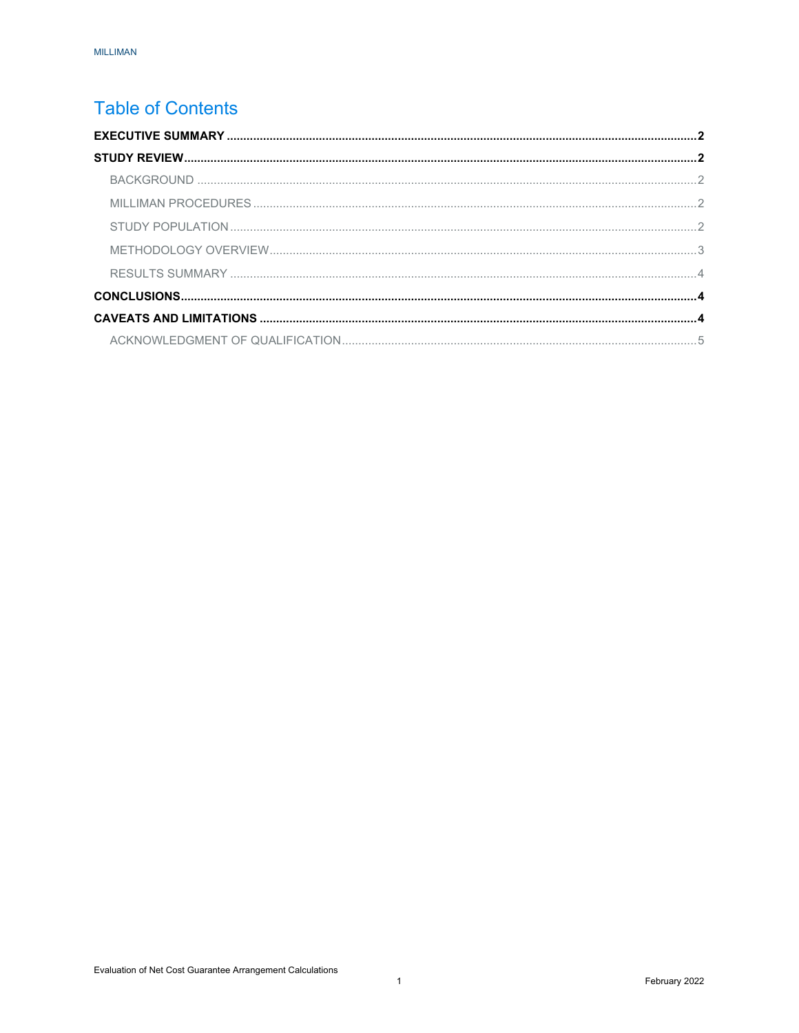# Table of Contents

**EXECUTIVE SUMMARY** .......... **2**

**STUDY REVIEW** .......... **2**

- BACKGROUND .......... 2
- MILLIMAN PROCEDURES .......... 2
- STUDY POPULATION .......... 2
- METHODOLOGY OVERVIEW .......... 3
- RESULTS SUMMARY .......... 4

**CONCLUSIONS** .......... **4**

**CAVEATS AND LIMITATIONS** .......... **4**

- ACKNOWLEDGMENT OF QUALIFICATION .......... 5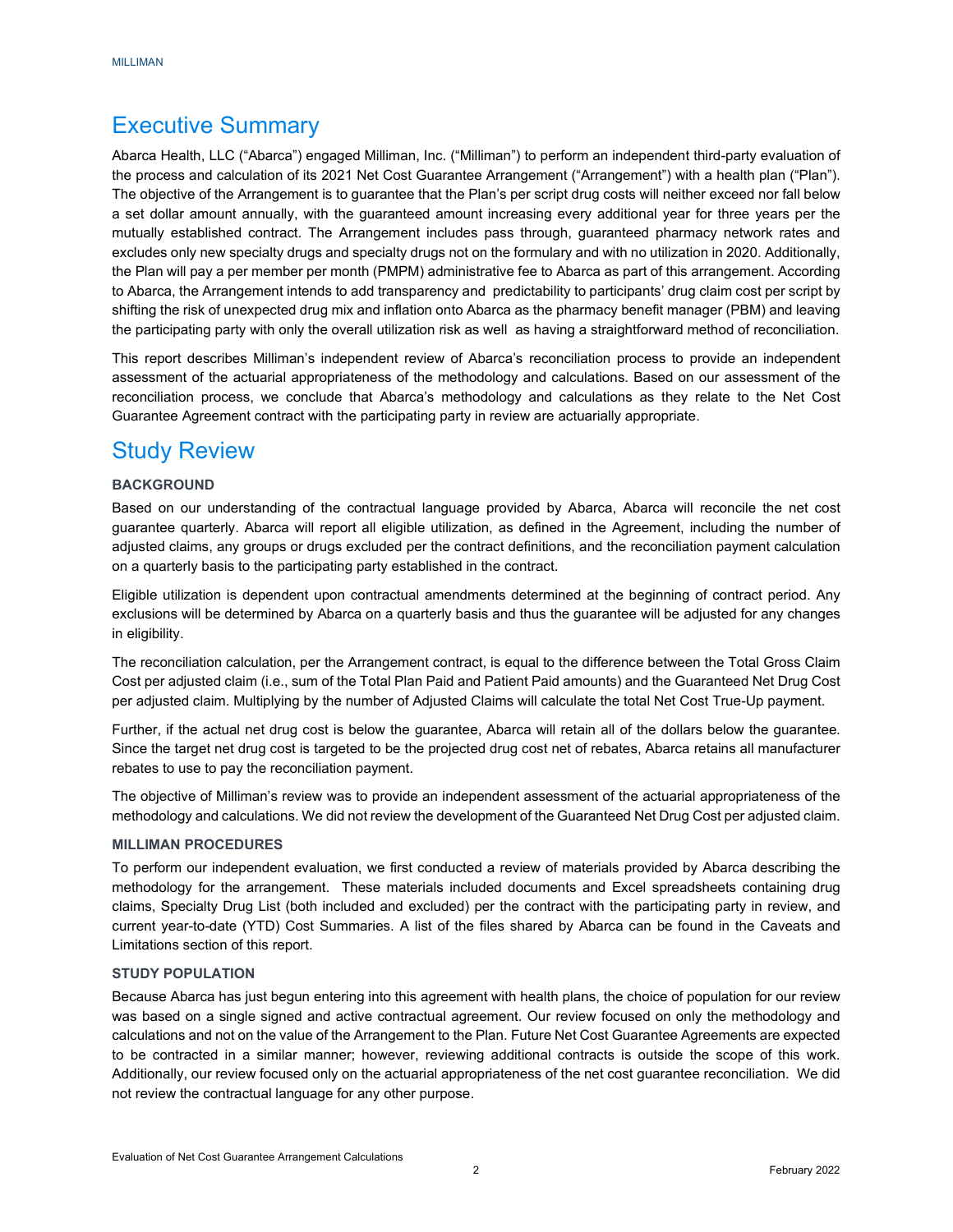# Executive Summary

Abarca Health, LLC ("Abarca") engaged Milliman, Inc. ("Milliman") to perform an independent third-party evaluation of the process and calculation of its 2021 Net Cost Guarantee Arrangement ("Arrangement") with a health plan ("Plan"). The objective of the Arrangement is to guarantee that the Plan's per script drug costs will neither exceed nor fall below a set dollar amount annually, with the guaranteed amount increasing every additional year for three years per the mutually established contract. The Arrangement includes pass through, guaranteed pharmacy network rates and excludes only new specialty drugs and specialty drugs not on the formulary and with no utilization in 2020. Additionally, the Plan will pay a per member per month (PMPM) administrative fee to Abarca as part of this arrangement. According to Abarca, the Arrangement intends to add transparency and predictability to participants' drug claim cost per script by shifting the risk of unexpected drug mix and inflation onto Abarca as the pharmacy benefit manager (PBM) and leaving the participating party with only the overall utilization risk as well as having a straightforward method of reconciliation.

This report describes Milliman's independent review of Abarca's reconciliation process to provide an independent assessment of the actuarial appropriateness of the methodology and calculations. Based on our assessment of the reconciliation process, we conclude that Abarca's methodology and calculations as they relate to the Net Cost Guarantee Agreement contract with the participating party in review are actuarially appropriate.

# Study Review

### BACKGROUND

Based on our understanding of the contractual language provided by Abarca, Abarca will reconcile the net cost guarantee quarterly. Abarca will report all eligible utilization, as defined in the Agreement, including the number of adjusted claims, any groups or drugs excluded per the contract definitions, and the reconciliation payment calculation on a quarterly basis to the participating party established in the contract.

Eligible utilization is dependent upon contractual amendments determined at the beginning of contract period. Any exclusions will be determined by Abarca on a quarterly basis and thus the guarantee will be adjusted for any changes in eligibility.

The reconciliation calculation, per the Arrangement contract, is equal to the difference between the Total Gross Claim Cost per adjusted claim (i.e., sum of the Total Plan Paid and Patient Paid amounts) and the Guaranteed Net Drug Cost per adjusted claim. Multiplying by the number of Adjusted Claims will calculate the total Net Cost True-Up payment.

Further, if the actual net drug cost is below the guarantee, Abarca will retain all of the dollars below the guarantee. Since the target net drug cost is targeted to be the projected drug cost net of rebates, Abarca retains all manufacturer rebates to use to pay the reconciliation payment.

The objective of Milliman's review was to provide an independent assessment of the actuarial appropriateness of the methodology and calculations. We did not review the development of the Guaranteed Net Drug Cost per adjusted claim.

### MILLIMAN PROCEDURES

To perform our independent evaluation, we first conducted a review of materials provided by Abarca describing the methodology for the arrangement. These materials included documents and Excel spreadsheets containing drug claims, Specialty Drug List (both included and excluded) per the contract with the participating party in review, and current year-to-date (YTD) Cost Summaries. A list of the files shared by Abarca can be found in the Caveats and Limitations section of this report.

### STUDY POPULATION

Because Abarca has just begun entering into this agreement with health plans, the choice of population for our review was based on a single signed and active contractual agreement. Our review focused on only the methodology and calculations and not on the value of the Arrangement to the Plan. Future Net Cost Guarantee Agreements are expected to be contracted in a similar manner; however, reviewing additional contracts is outside the scope of this work. Additionally, our review focused only on the actuarial appropriateness of the net cost guarantee reconciliation. We did not review the contractual language for any other purpose.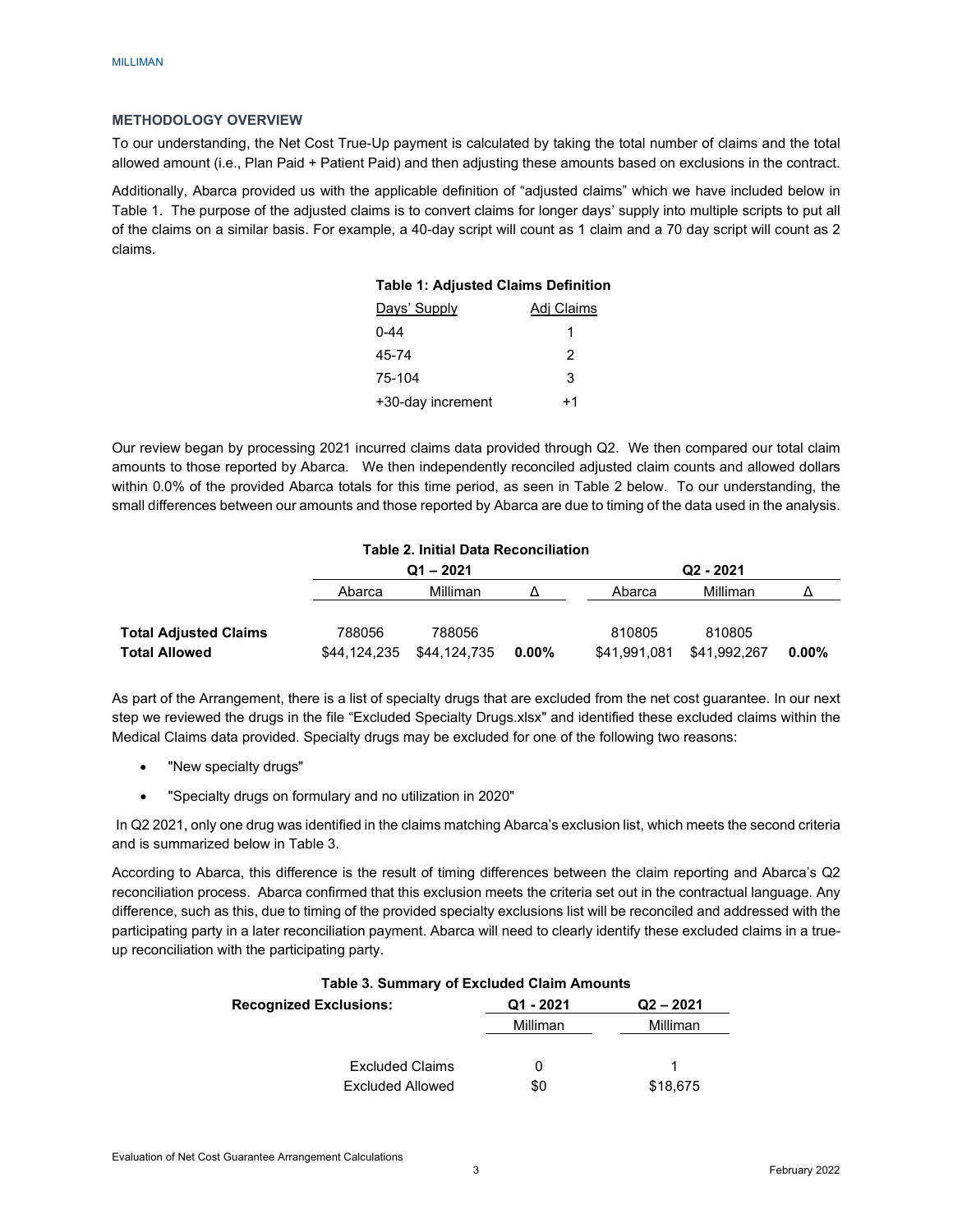## METHODOLOGY OVERVIEW

To our understanding, the Net Cost True-Up payment is calculated by taking the total number of claims and the total allowed amount (i.e., Plan Paid + Patient Paid) and then adjusting these amounts based on exclusions in the contract.

Additionally, Abarca provided us with the applicable definition of "adjusted claims" which we have included below in Table 1. The purpose of the adjusted claims is to convert claims for longer days' supply into multiple scripts to put all of the claims on a similar basis. For example, a 40-day script will count as 1 claim and a 70 day script will count as 2 claims.

**Table 1: Adjusted Claims Definition**

| Days' Supply | Adj Claims |
|---|---|
| 0-44 | 1 |
| 45-74 | 2 |
| 75-104 | 3 |
| +30-day increment | +1 |

Our review began by processing 2021 incurred claims data provided through Q2. We then compared our total claim amounts to those reported by Abarca. We then independently reconciled adjusted claim counts and allowed dollars within 0.0% of the provided Abarca totals for this time period, as seen in Table 2 below. To our understanding, the small differences between our amounts and those reported by Abarca are due to timing of the data used in the analysis.

**Table 2. Initial Data Reconciliation**

| | Q1 – 2021 | | | Q2 - 2021 | | |
|---|---|---|---|---|---|---|
| | Abarca | Milliman | Δ | Abarca | Milliman | Δ |
| **Total Adjusted Claims** | 788056 | 788056 | | 810805 | 810805 | |
| **Total Allowed** | $44,124,235 | $44,124,735 | **0.00%** | $41,991,081 | $41,992,267 | **0.00%** |

As part of the Arrangement, there is a list of specialty drugs that are excluded from the net cost guarantee. In our next step we reviewed the drugs in the file "Excluded Specialty Drugs.xlsx" and identified these excluded claims within the Medical Claims data provided. Specialty drugs may be excluded for one of the following two reasons:

- "New specialty drugs"
- "Specialty drugs on formulary and no utilization in 2020"

In Q2 2021, only one drug was identified in the claims matching Abarca's exclusion list, which meets the second criteria and is summarized below in Table 3.

According to Abarca, this difference is the result of timing differences between the claim reporting and Abarca's Q2 reconciliation process. Abarca confirmed that this exclusion meets the criteria set out in the contractual language. Any difference, such as this, due to timing of the provided specialty exclusions list will be reconciled and addressed with the participating party in a later reconciliation payment. Abarca will need to clearly identify these excluded claims in a true-up reconciliation with the participating party.

**Table 3. Summary of Excluded Claim Amounts**

| **Recognized Exclusions:** | Q1 - 2021 | Q2 – 2021 |
|---|---|---|
| | Milliman | Milliman |
| Excluded Claims | 0 | 1 |
| Excluded Allowed | $0 | $18,675 |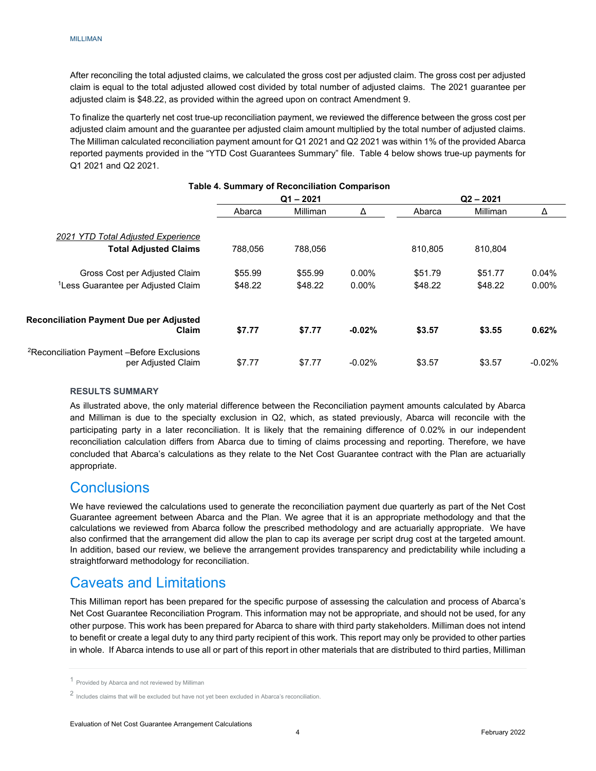After reconciling the total adjusted claims, we calculated the gross cost per adjusted claim. The gross cost per adjusted claim is equal to the total adjusted allowed cost divided by total number of adjusted claims. The 2021 guarantee per adjusted claim is $48.22, as provided within the agreed upon on contract Amendment 9.

To finalize the quarterly net cost true-up reconciliation payment, we reviewed the difference between the gross cost per adjusted claim amount and the guarantee per adjusted claim amount multiplied by the total number of adjusted claims. The Milliman calculated reconciliation payment amount for Q1 2021 and Q2 2021 was within 1% of the provided Abarca reported payments provided in the "YTD Cost Guarantees Summary" file. Table 4 below shows true-up payments for Q1 2021 and Q2 2021.

**Table 4. Summary of Reconciliation Comparison**

| | Q1 – 2021 | | | Q2 – 2021 | | |
|---|---|---|---|---|---|---|
| | Abarca | Milliman | Δ | Abarca | Milliman | Δ |
| *2021 YTD Total Adjusted Experience* | | | | | | |
| **Total Adjusted Claims** | 788,056 | 788,056 | | 810,805 | 810,804 | |
| Gross Cost per Adjusted Claim | $55.99 | $55.99 | 0.00% | $51.79 | $51.77 | 0.04% |
| [1]Less Guarantee per Adjusted Claim | $48.22 | $48.22 | 0.00% | $48.22 | $48.22 | 0.00% |
| **Reconciliation Payment Due per Adjusted Claim** | **$7.77** | **$7.77** | **-0.02%** | **$3.57** | **$3.55** | **0.62%** |
| [2]Reconciliation Payment –Before Exclusions per Adjusted Claim | $7.77 | $7.77 | -0.02% | $3.57 | $3.57 | -0.02% |

**RESULTS SUMMARY**

As illustrated above, the only material difference between the Reconciliation payment amounts calculated by Abarca and Milliman is due to the specialty exclusion in Q2, which, as stated previously, Abarca will reconcile with the participating party in a later reconciliation. It is likely that the remaining difference of 0.02% in our independent reconciliation calculation differs from Abarca due to timing of claims processing and reporting. Therefore, we have concluded that Abarca's calculations as they relate to the Net Cost Guarantee contract with the Plan are actuarially appropriate.

## Conclusions

We have reviewed the calculations used to generate the reconciliation payment due quarterly as part of the Net Cost Guarantee agreement between Abarca and the Plan. We agree that it is an appropriate methodology and that the calculations we reviewed from Abarca follow the prescribed methodology and are actuarially appropriate. We have also confirmed that the arrangement did allow the plan to cap its average per script drug cost at the targeted amount. In addition, based our review, we believe the arrangement provides transparency and predictability while including a straightforward methodology for reconciliation.

## Caveats and Limitations

This Milliman report has been prepared for the specific purpose of assessing the calculation and process of Abarca's Net Cost Guarantee Reconciliation Program. This information may not be appropriate, and should not be used, for any other purpose. This work has been prepared for Abarca to share with third party stakeholders. Milliman does not intend to benefit or create a legal duty to any third party recipient of this work. This report may only be provided to other parties in whole. If Abarca intends to use all or part of this report in other materials that are distributed to third parties, Milliman

[1] Provided by Abarca and not reviewed by Milliman

[2] Includes claims that will be excluded but have not yet been excluded in Abarca's reconciliation.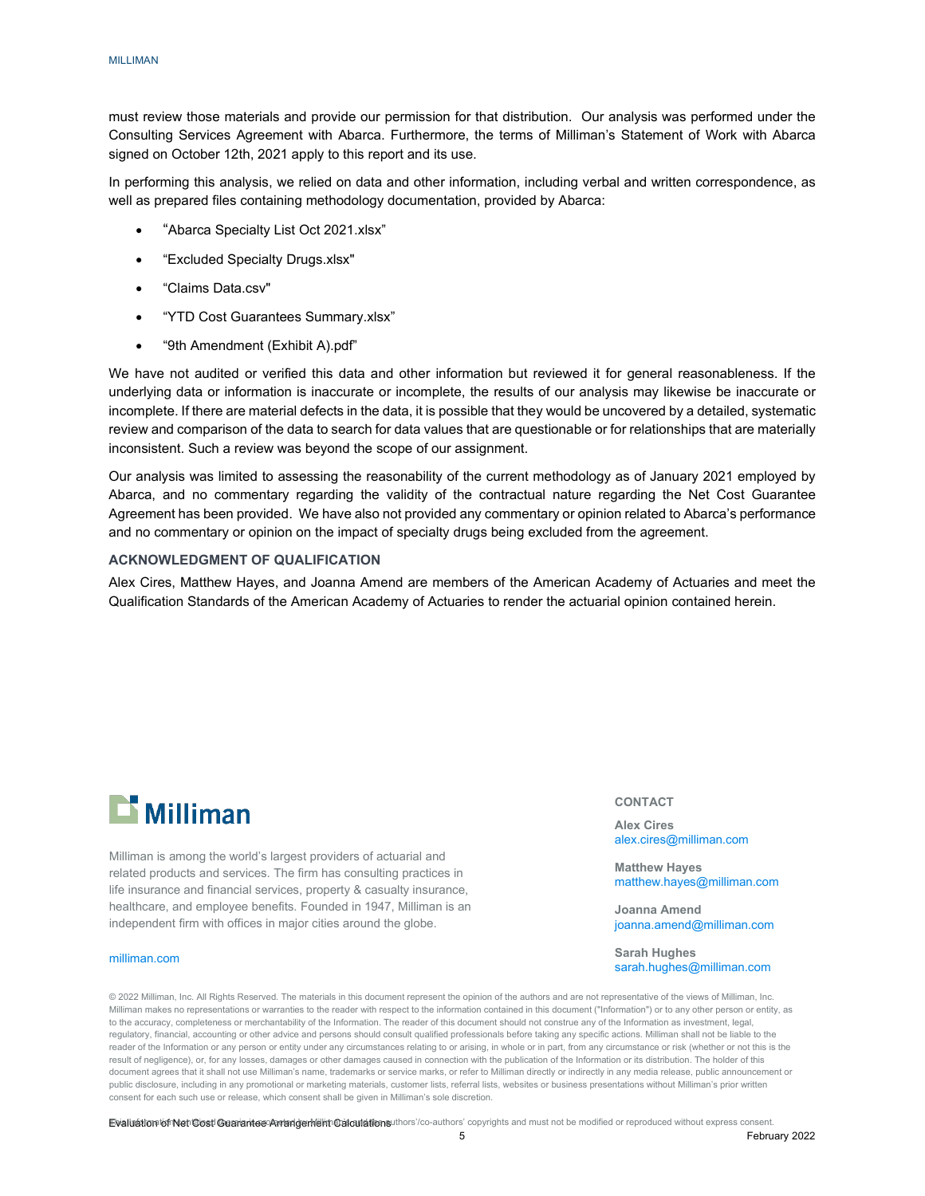must review those materials and provide our permission for that distribution. Our analysis was performed under the Consulting Services Agreement with Abarca. Furthermore, the terms of Milliman's Statement of Work with Abarca signed on October 12th, 2021 apply to this report and its use.

In performing this analysis, we relied on data and other information, including verbal and written correspondence, as well as prepared files containing methodology documentation, provided by Abarca:

- "Abarca Specialty List Oct 2021.xlsx"
- "Excluded Specialty Drugs.xlsx"
- "Claims Data.csv"
- "YTD Cost Guarantees Summary.xlsx"
- "9th Amendment (Exhibit A).pdf"

We have not audited or verified this data and other information but reviewed it for general reasonableness. If the underlying data or information is inaccurate or incomplete, the results of our analysis may likewise be inaccurate or incomplete. If there are material defects in the data, it is possible that they would be uncovered by a detailed, systematic review and comparison of the data to search for data values that are questionable or for relationships that are materially inconsistent. Such a review was beyond the scope of our assignment.

Our analysis was limited to assessing the reasonability of the current methodology as of January 2021 employed by Abarca, and no commentary regarding the validity of the contractual nature regarding the Net Cost Guarantee Agreement has been provided. We have also not provided any commentary or opinion related to Abarca's performance and no commentary or opinion on the impact of specialty drugs being excluded from the agreement.

### ACKNOWLEDGMENT OF QUALIFICATION

Alex Cires, Matthew Hayes, and Joanna Amend are members of the American Academy of Actuaries and meet the Qualification Standards of the American Academy of Actuaries to render the actuarial opinion contained herein.

**Milliman**

Milliman is among the world's largest providers of actuarial and related products and services. The firm has consulting practices in life insurance and financial services, property & casualty insurance, healthcare, and employee benefits. Founded in 1947, Milliman is an independent firm with offices in major cities around the globe.

milliman.com

**CONTACT**

**Alex Cires**
alex.cires@milliman.com

**Matthew Hayes**
matthew.hayes@milliman.com

**Joanna Amend**
joanna.amend@milliman.com

**Sarah Hughes**
sarah.hughes@milliman.com

© 2022 Milliman, Inc. All Rights Reserved. The materials in this document represent the opinion of the authors and are not representative of the views of Milliman, Inc. Milliman makes no representations or warranties to the reader with respect to the information contained in this document ("Information") or to any other person or entity, as to the accuracy, completeness or merchantability of the Information. The reader of this document should not construe any of the Information as investment, legal, regulatory, financial, accounting or other advice and persons should consult qualified professionals before taking any specific actions. Milliman shall not be liable to the reader of the Information or any person or entity under any circumstances relating to or arising, in whole or in part, from any circumstance or risk (whether or not this is the result of negligence), or, for any losses, damages or other damages caused in connection with the publication of the Information or its distribution. The holder of this document agrees that it shall not use Milliman's name, trademarks or service marks, or refer to Milliman directly or indirectly in any media release, public announcement or public disclosure, including in any promotional or marketing materials, customer lists, referral lists, websites or business presentations without Milliman's prior written consent for each such use or release, which consent shall be given in Milliman's sole discretion.

This document is protected by Milliman's and the authors'/co-authors' copyrights and must not be modified or reproduced without express consent.